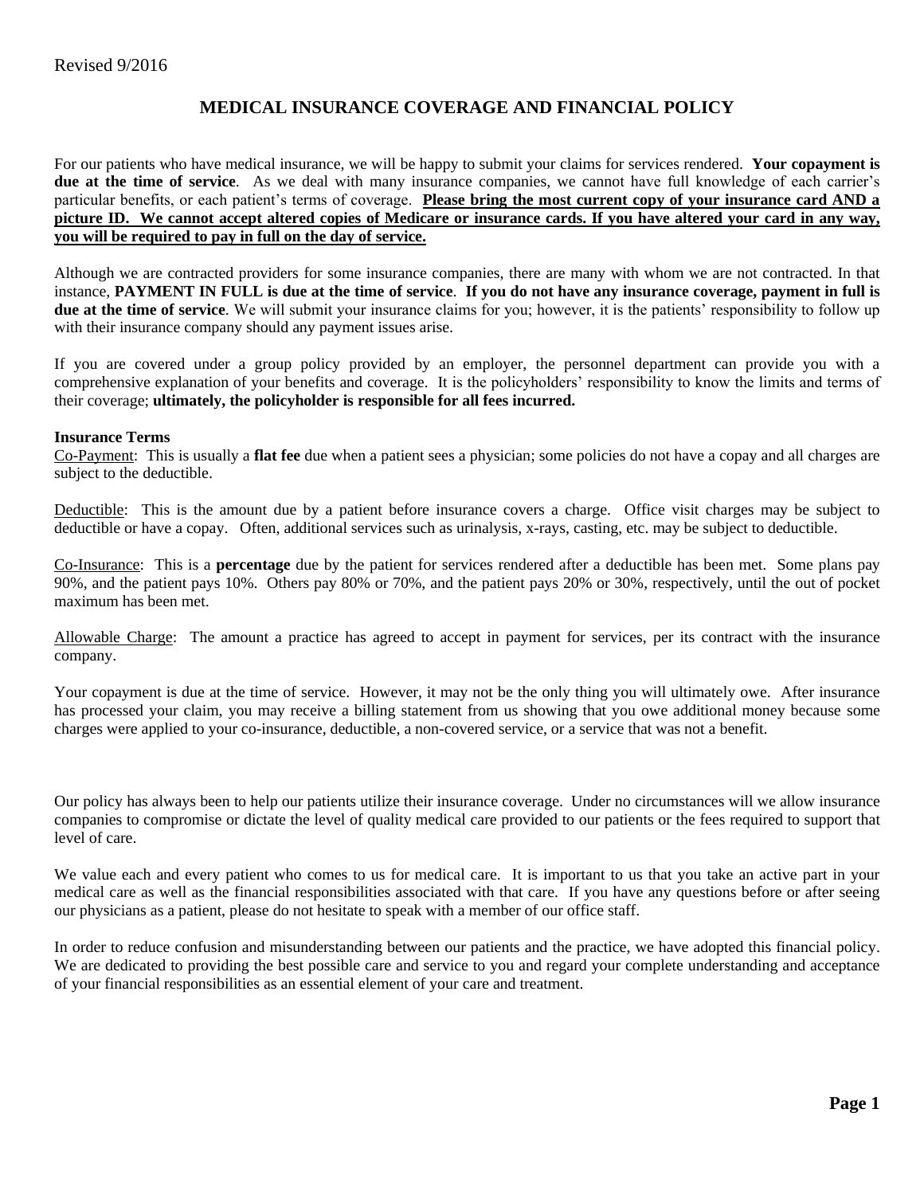Revised 9/2016

# MEDICAL INSURANCE COVERAGE AND FINANCIAL POLICY

For our patients who have medical insurance, we will be happy to submit your claims for services rendered. **Your copayment is due at the time of service**. As we deal with many insurance companies, we cannot have full knowledge of each carrier's particular benefits, or each patient's terms of coverage. <u>**Please bring the most current copy of your insurance card AND a picture ID. We cannot accept altered copies of Medicare or insurance cards. If you have altered your card in any way, you will be required to pay in full on the day of service.**</u>

Although we are contracted providers for some insurance companies, there are many with whom we are not contracted. In that instance, **PAYMENT IN FULL is due at the time of service**. **If you do not have any insurance coverage, payment in full is due at the time of service**. We will submit your insurance claims for you; however, it is the patients' responsibility to follow up with their insurance company should any payment issues arise.

If you are covered under a group policy provided by an employer, the personnel department can provide you with a comprehensive explanation of your benefits and coverage. It is the policyholders' responsibility to know the limits and terms of their coverage; **ultimately, the policyholder is responsible for all fees incurred.**

**Insurance Terms**

<u>Co-Payment</u>: This is usually a **flat fee** due when a patient sees a physician; some policies do not have a copay and all charges are subject to the deductible.

<u>Deductible</u>: This is the amount due by a patient before insurance covers a charge. Office visit charges may be subject to deductible or have a copay. Often, additional services such as urinalysis, x-rays, casting, etc. may be subject to deductible.

<u>Co-Insurance</u>: This is a **percentage** due by the patient for services rendered after a deductible has been met. Some plans pay 90%, and the patient pays 10%. Others pay 80% or 70%, and the patient pays 20% or 30%, respectively, until the out of pocket maximum has been met.

<u>Allowable Charge</u>: The amount a practice has agreed to accept in payment for services, per its contract with the insurance company.

Your copayment is due at the time of service. However, it may not be the only thing you will ultimately owe. After insurance has processed your claim, you may receive a billing statement from us showing that you owe additional money because some charges were applied to your co-insurance, deductible, a non-covered service, or a service that was not a benefit.

Our policy has always been to help our patients utilize their insurance coverage. Under no circumstances will we allow insurance companies to compromise or dictate the level of quality medical care provided to our patients or the fees required to support that level of care.

We value each and every patient who comes to us for medical care. It is important to us that you take an active part in your medical care as well as the financial responsibilities associated with that care. If you have any questions before or after seeing our physicians as a patient, please do not hesitate to speak with a member of our office staff.

In order to reduce confusion and misunderstanding between our patients and the practice, we have adopted this financial policy. We are dedicated to providing the best possible care and service to you and regard your complete understanding and acceptance of your financial responsibilities as an essential element of your care and treatment.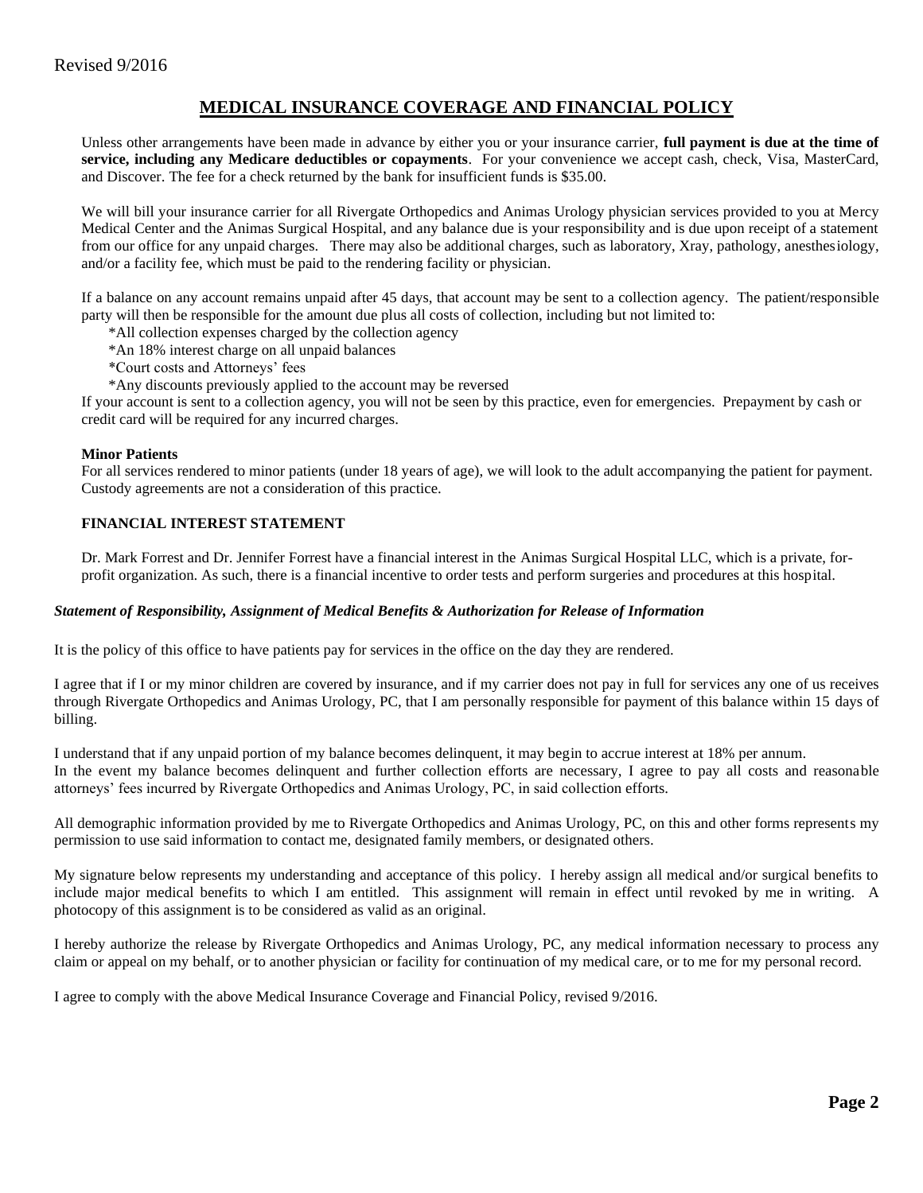Revised 9/2016

# MEDICAL INSURANCE COVERAGE AND FINANCIAL POLICY

Unless other arrangements have been made in advance by either you or your insurance carrier, **full payment is due at the time of service, including any Medicare deductibles or copayments**. For your convenience we accept cash, check, Visa, MasterCard, and Discover. The fee for a check returned by the bank for insufficient funds is $35.00.

We will bill your insurance carrier for all Rivergate Orthopedics and Animas Urology physician services provided to you at Mercy Medical Center and the Animas Surgical Hospital, and any balance due is your responsibility and is due upon receipt of a statement from our office for any unpaid charges. There may also be additional charges, such as laboratory, Xray, pathology, anesthesiology, and/or a facility fee, which must be paid to the rendering facility or physician.

If a balance on any account remains unpaid after 45 days, that account may be sent to a collection agency. The patient/responsible party will then be responsible for the amount due plus all costs of collection, including but not limited to:

*All collection expenses charged by the collection agency
*An 18% interest charge on all unpaid balances
*Court costs and Attorneys' fees
*Any discounts previously applied to the account may be reversed

If your account is sent to a collection agency, you will not be seen by this practice, even for emergencies. Prepayment by cash or credit card will be required for any incurred charges.

**Minor Patients**

For all services rendered to minor patients (under 18 years of age), we will look to the adult accompanying the patient for payment. Custody agreements are not a consideration of this practice.

**FINANCIAL INTEREST STATEMENT**

Dr. Mark Forrest and Dr. Jennifer Forrest have a financial interest in the Animas Surgical Hospital LLC, which is a private, for-profit organization. As such, there is a financial incentive to order tests and perform surgeries and procedures at this hospital.

***Statement of Responsibility, Assignment of Medical Benefits & Authorization for Release of Information***

It is the policy of this office to have patients pay for services in the office on the day they are rendered.

I agree that if I or my minor children are covered by insurance, and if my carrier does not pay in full for services any one of us receives through Rivergate Orthopedics and Animas Urology, PC, that I am personally responsible for payment of this balance within 15 days of billing.

I understand that if any unpaid portion of my balance becomes delinquent, it may begin to accrue interest at 18% per annum.
In the event my balance becomes delinquent and further collection efforts are necessary, I agree to pay all costs and reasonable attorneys' fees incurred by Rivergate Orthopedics and Animas Urology, PC, in said collection efforts.

All demographic information provided by me to Rivergate Orthopedics and Animas Urology, PC, on this and other forms represents my permission to use said information to contact me, designated family members, or designated others.

My signature below represents my understanding and acceptance of this policy. I hereby assign all medical and/or surgical benefits to include major medical benefits to which I am entitled. This assignment will remain in effect until revoked by me in writing. A photocopy of this assignment is to be considered as valid as an original.

I hereby authorize the release by Rivergate Orthopedics and Animas Urology, PC, any medical information necessary to process any claim or appeal on my behalf, or to another physician or facility for continuation of my medical care, or to me for my personal record.

I agree to comply with the above Medical Insurance Coverage and Financial Policy, revised 9/2016.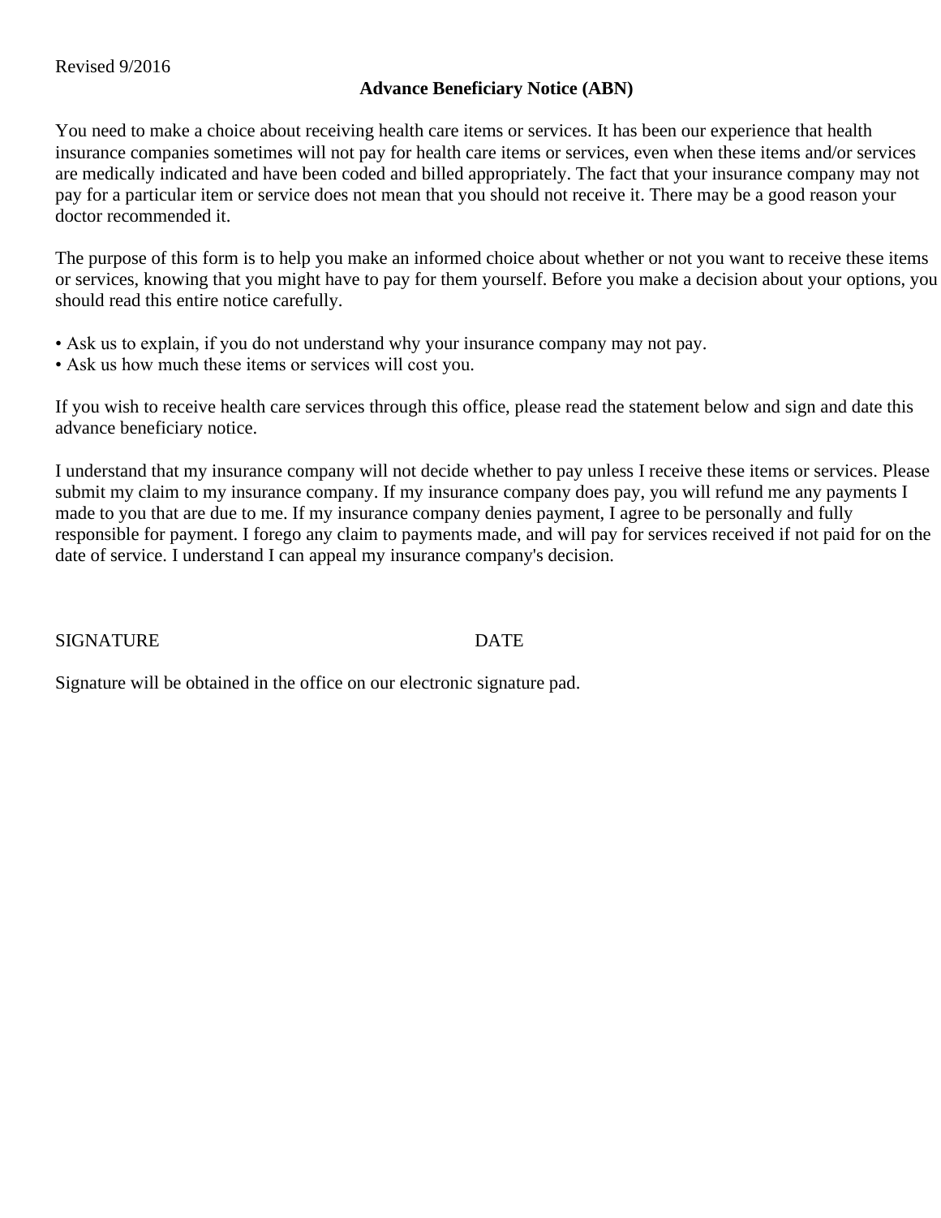Revised 9/2016

## Advance Beneficiary Notice (ABN)

You need to make a choice about receiving health care items or services. It has been our experience that health insurance companies sometimes will not pay for health care items or services, even when these items and/or services are medically indicated and have been coded and billed appropriately. The fact that your insurance company may not pay for a particular item or service does not mean that you should not receive it. There may be a good reason your doctor recommended it.

The purpose of this form is to help you make an informed choice about whether or not you want to receive these items or services, knowing that you might have to pay for them yourself. Before you make a decision about your options, you should read this entire notice carefully.

- Ask us to explain, if you do not understand why your insurance company may not pay.
- Ask us how much these items or services will cost you.

If you wish to receive health care services through this office, please read the statement below and sign and date this advance beneficiary notice.

I understand that my insurance company will not decide whether to pay unless I receive these items or services. Please submit my claim to my insurance company. If my insurance company does pay, you will refund me any payments I made to you that are due to me. If my insurance company denies payment, I agree to be personally and fully responsible for payment. I forego any claim to payments made, and will pay for services received if not paid for on the date of service. I understand I can appeal my insurance company's decision.

SIGNATURE DATE

Signature will be obtained in the office on our electronic signature pad.